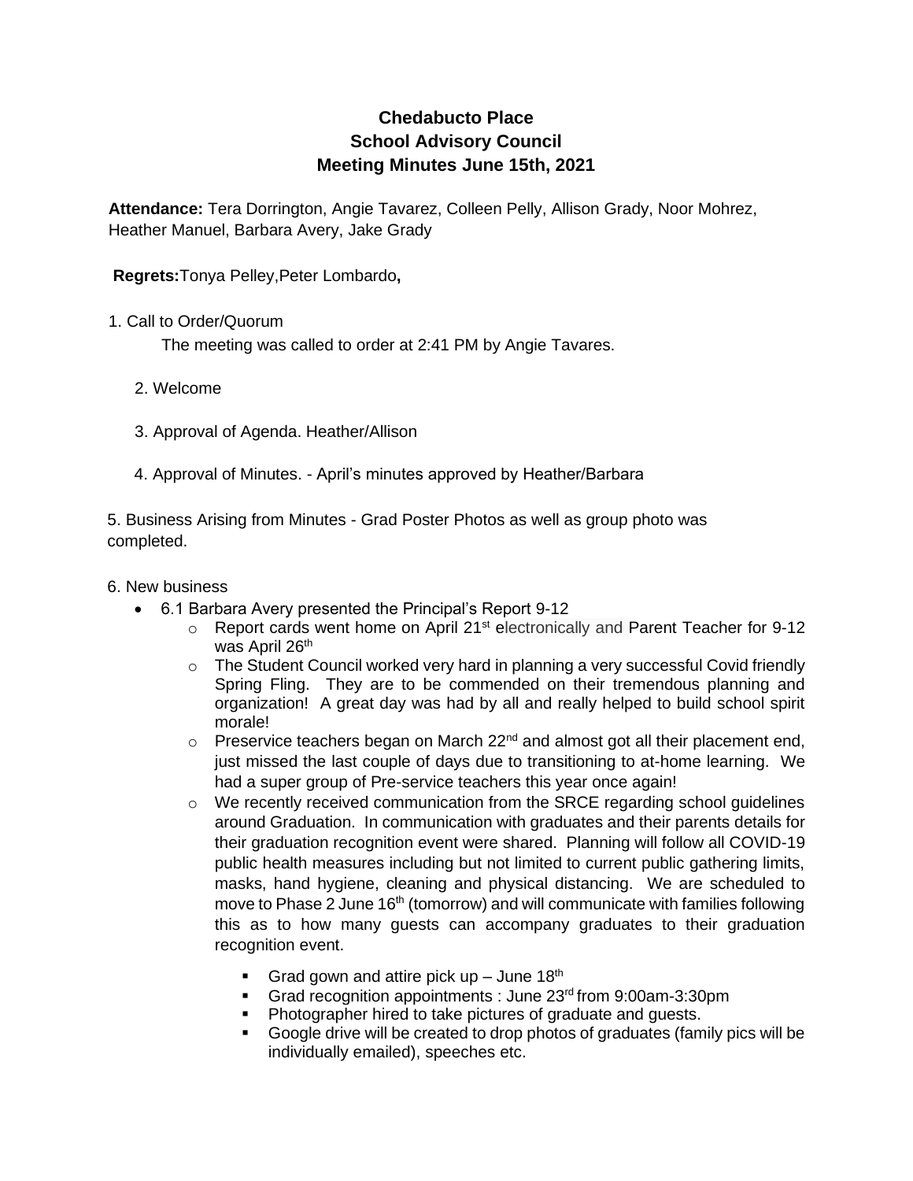# Chedabucto Place
## School Advisory Council
## Meeting Minutes June 15th, 2021

**Attendance:** Tera Dorrington, Angie Tavarez, Colleen Pelly, Allison Grady, Noor Mohrez, Heather Manuel, Barbara Avery, Jake Grady

**Regrets:**Tonya Pelley,Peter Lombardo**,**

1. Call to Order/Quorum

   The meeting was called to order at 2:41 PM by Angie Tavares.

2. Welcome

3. Approval of Agenda. Heather/Allison

4. Approval of Minutes. - April's minutes approved by Heather/Barbara

5. Business Arising from Minutes - Grad Poster Photos as well as group photo was completed.

6. New business

- 6.1 Barbara Avery presented the Principal's Report 9-12
  - Report cards went home on April 21st electronically and Parent Teacher for 9-12 was April 26th
  - The Student Council worked very hard in planning a very successful Covid friendly Spring Fling. They are to be commended on their tremendous planning and organization! A great day was had by all and really helped to build school spirit morale!
  - Preservice teachers began on March 22nd and almost got all their placement end, just missed the last couple of days due to transitioning to at-home learning. We had a super group of Pre-service teachers this year once again!
  - We recently received communication from the SRCE regarding school guidelines around Graduation. In communication with graduates and their parents details for their graduation recognition event were shared. Planning will follow all COVID-19 public health measures including but not limited to current public gathering limits, masks, hand hygiene, cleaning and physical distancing. We are scheduled to move to Phase 2 June 16th (tomorrow) and will communicate with families following this as to how many guests can accompany graduates to their graduation recognition event.
    - Grad gown and attire pick up – June 18th
    - Grad recognition appointments : June 23rd from 9:00am-3:30pm
    - Photographer hired to take pictures of graduate and guests.
    - Google drive will be created to drop photos of graduates (family pics will be individually emailed), speeches etc.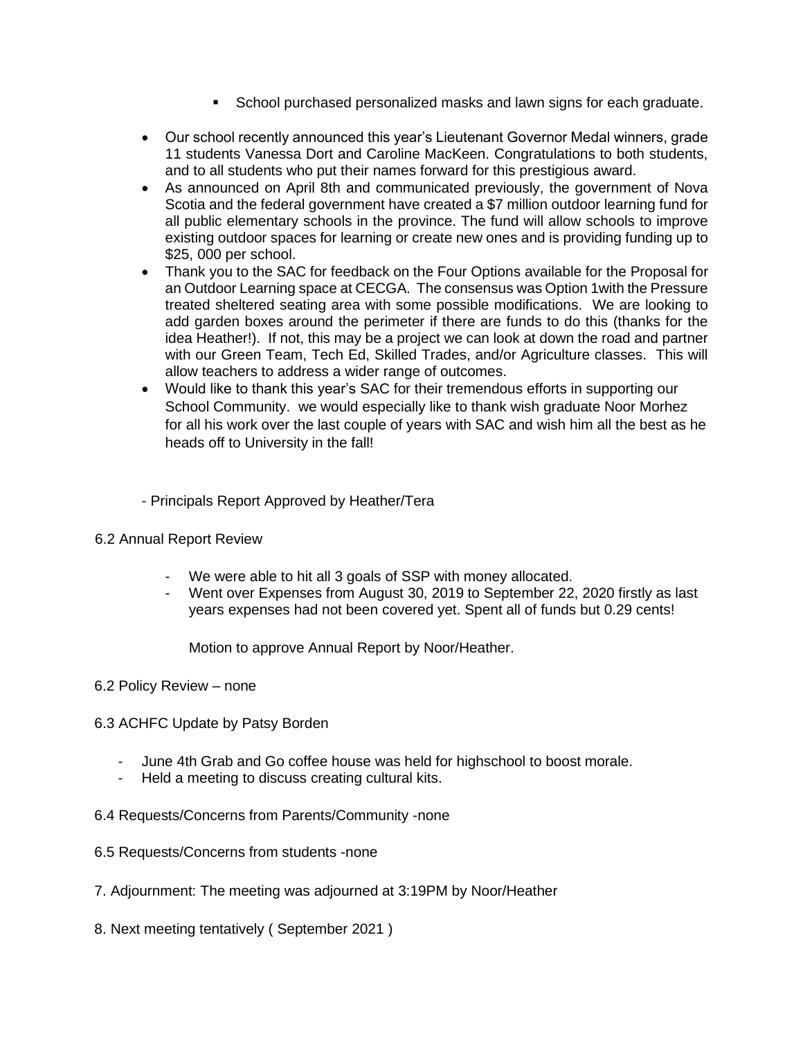- School purchased personalized masks and lawn signs for each graduate.

- Our school recently announced this year's Lieutenant Governor Medal winners, grade 11 students Vanessa Dort and Caroline MacKeen. Congratulations to both students, and to all students who put their names forward for this prestigious award.
- As announced on April 8th and communicated previously, the government of Nova Scotia and the federal government have created a $7 million outdoor learning fund for all public elementary schools in the province. The fund will allow schools to improve existing outdoor spaces for learning or create new ones and is providing funding up to $25, 000 per school.
- Thank you to the SAC for feedback on the Four Options available for the Proposal for an Outdoor Learning space at CECGA. The consensus was Option 1with the Pressure treated sheltered seating area with some possible modifications. We are looking to add garden boxes around the perimeter if there are funds to do this (thanks for the idea Heather!). If not, this may be a project we can look at down the road and partner with our Green Team, Tech Ed, Skilled Trades, and/or Agriculture classes. This will allow teachers to address a wider range of outcomes.
- Would like to thank this year's SAC for their tremendous efforts in supporting our School Community. we would especially like to thank wish graduate Noor Morhez for all his work over the last couple of years with SAC and wish him all the best as he heads off to University in the fall!

- Principals Report Approved by Heather/Tera

6.2 Annual Report Review

- We were able to hit all 3 goals of SSP with money allocated.
- Went over Expenses from August 30, 2019 to September 22, 2020 firstly as last years expenses had not been covered yet. Spent all of funds but 0.29 cents!

Motion to approve Annual Report by Noor/Heather.

6.2 Policy Review – none

6.3 ACHFC Update by Patsy Borden

- June 4th Grab and Go coffee house was held for highschool to boost morale.
- Held a meeting to discuss creating cultural kits.

6.4 Requests/Concerns from Parents/Community -none

6.5 Requests/Concerns from students -none

7. Adjournment: The meeting was adjourned at 3:19PM by Noor/Heather

8. Next meeting tentatively ( September 2021 )